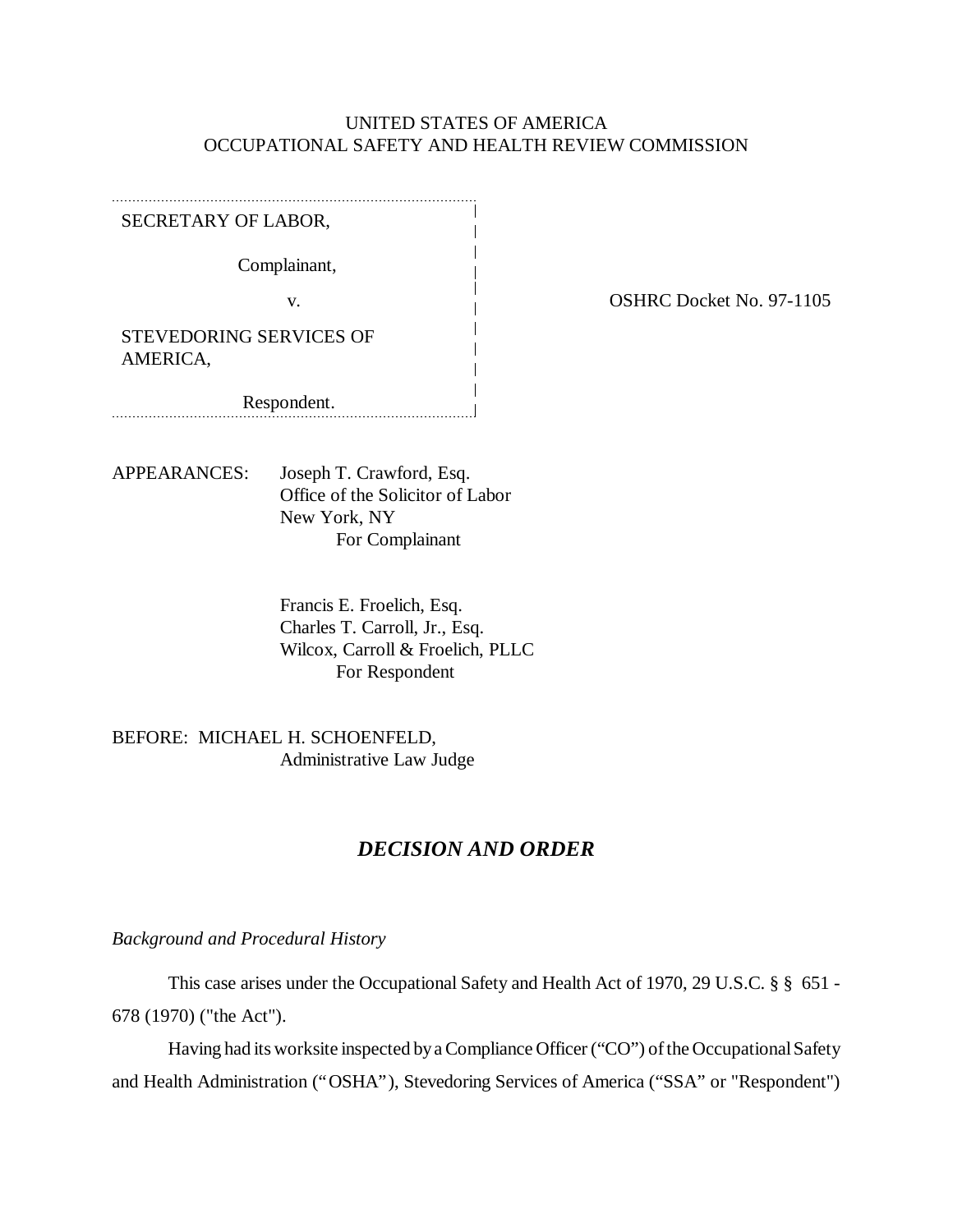UNITED STATES OF AMERICA
OCCUPATIONAL SAFETY AND HEALTH REVIEW COMMISSION

SECRETARY OF LABOR,

Complainant,

v.

STEVEDORING SERVICES OF AMERICA,

Respondent.

OSHRC Docket No. 97-1105

APPEARANCES: Joseph T. Crawford, Esq.
Office of the Solicitor of Labor
New York, NY
For Complainant

Francis E. Froelich, Esq.
Charles T. Carroll, Jr., Esq.
Wilcox, Carroll & Froelich, PLLC
For Respondent

BEFORE: MICHAEL H. SCHOENFELD,
Administrative Law Judge

## *DECISION AND ORDER*

*Background and Procedural History*

This case arises under the Occupational Safety and Health Act of 1970, 29 U.S.C. § § 651 - 678 (1970) ("the Act").

Having had its worksite inspected by a Compliance Officer ("CO") of the Occupational Safety and Health Administration ("OSHA"), Stevedoring Services of America ("SSA" or "Respondent")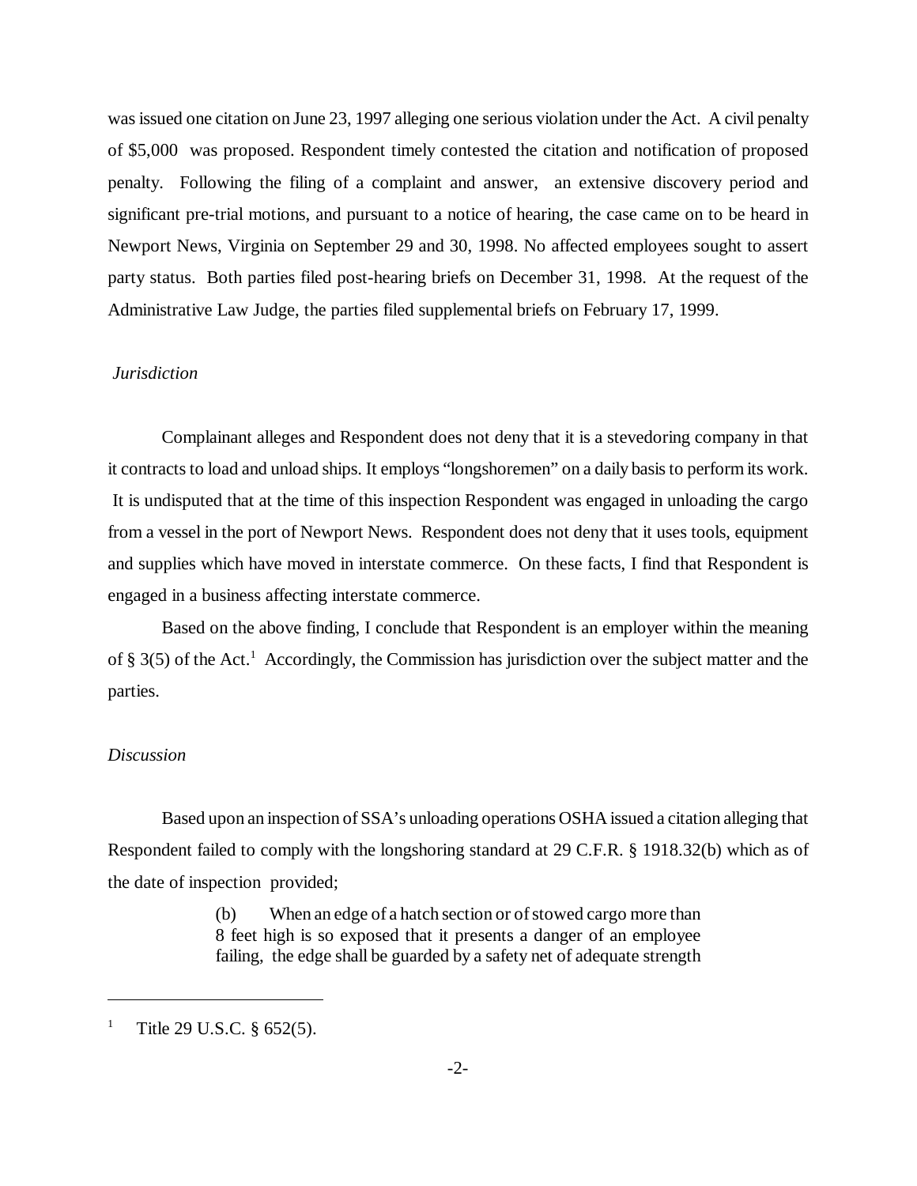was issued one citation on June 23, 1997 alleging one serious violation under the Act. A civil penalty of $5,000 was proposed. Respondent timely contested the citation and notification of proposed penalty. Following the filing of a complaint and answer, an extensive discovery period and significant pre-trial motions, and pursuant to a notice of hearing, the case came on to be heard in Newport News, Virginia on September 29 and 30, 1998. No affected employees sought to assert party status. Both parties filed post-hearing briefs on December 31, 1998. At the request of the Administrative Law Judge, the parties filed supplemental briefs on February 17, 1999.

*Jurisdiction*

Complainant alleges and Respondent does not deny that it is a stevedoring company in that it contracts to load and unload ships. It employs "longshoremen" on a daily basis to perform its work. It is undisputed that at the time of this inspection Respondent was engaged in unloading the cargo from a vessel in the port of Newport News. Respondent does not deny that it uses tools, equipment and supplies which have moved in interstate commerce. On these facts, I find that Respondent is engaged in a business affecting interstate commerce.

Based on the above finding, I conclude that Respondent is an employer within the meaning of § 3(5) of the Act.[1] Accordingly, the Commission has jurisdiction over the subject matter and the parties.

*Discussion*

Based upon an inspection of SSA's unloading operations OSHA issued a citation alleging that Respondent failed to comply with the longshoring standard at 29 C.F.R. § 1918.32(b) which as of the date of inspection provided;

> (b) When an edge of a hatch section or of stowed cargo more than 8 feet high is so exposed that it presents a danger of an employee failing, the edge shall be guarded by a safety net of adequate strength

---

[1] Title 29 U.S.C. § 652(5).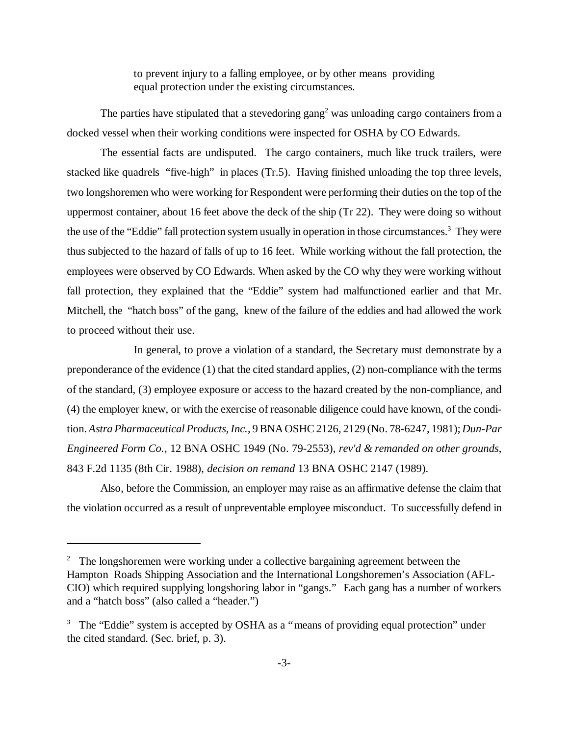> to prevent injury to a falling employee, or by other means providing equal protection under the existing circumstances.

The parties have stipulated that a stevedoring gang[2] was unloading cargo containers from a docked vessel when their working conditions were inspected for OSHA by CO Edwards.

The essential facts are undisputed. The cargo containers, much like truck trailers, were stacked like quadrels "five-high" in places (Tr.5). Having finished unloading the top three levels, two longshoremen who were working for Respondent were performing their duties on the top of the uppermost container, about 16 feet above the deck of the ship (Tr 22). They were doing so without the use of the "Eddie" fall protection system usually in operation in those circumstances.[3] They were thus subjected to the hazard of falls of up to 16 feet. While working without the fall protection, the employees were observed by CO Edwards. When asked by the CO why they were working without fall protection, they explained that the "Eddie" system had malfunctioned earlier and that Mr. Mitchell, the "hatch boss" of the gang, knew of the failure of the eddies and had allowed the work to proceed without their use.

In general, to prove a violation of a standard, the Secretary must demonstrate by a preponderance of the evidence (1) that the cited standard applies, (2) non-compliance with the terms of the standard, (3) employee exposure or access to the hazard created by the non-compliance, and (4) the employer knew, or with the exercise of reasonable diligence could have known, of the condition. *Astra Pharmaceutical Products, Inc.*, 9 BNA OSHC 2126, 2129 (No. 78-6247, 1981); *Dun-Par Engineered Form Co.*, 12 BNA OSHC 1949 (No. 79-2553), *rev'd & remanded on other grounds*, 843 F.2d 1135 (8th Cir. 1988), *decision on remand* 13 BNA OSHC 2147 (1989).

Also, before the Commission, an employer may raise as an affirmative defense the claim that the violation occurred as a result of unpreventable employee misconduct. To successfully defend in

---

[2] The longshoremen were working under a collective bargaining agreement between the Hampton Roads Shipping Association and the International Longshoremen's Association (AFL-CIO) which required supplying longshoring labor in "gangs." Each gang has a number of workers and a "hatch boss" (also called a "header.")

[3] The "Eddie" system is accepted by OSHA as a "means of providing equal protection" under the cited standard. (Sec. brief, p. 3).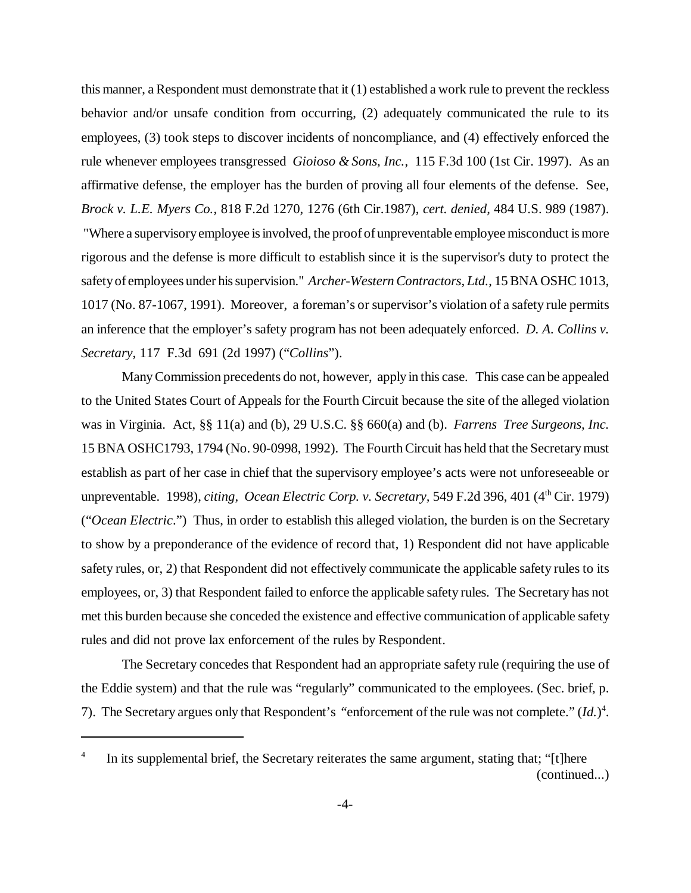this manner, a Respondent must demonstrate that it (1) established a work rule to prevent the reckless behavior and/or unsafe condition from occurring, (2) adequately communicated the rule to its employees, (3) took steps to discover incidents of noncompliance, and (4) effectively enforced the rule whenever employees transgressed *Gioioso & Sons, Inc.*, 115 F.3d 100 (1st Cir. 1997). As an affirmative defense, the employer has the burden of proving all four elements of the defense. See, *Brock v. L.E. Myers Co.*, 818 F.2d 1270, 1276 (6th Cir.1987), *cert. denied*, 484 U.S. 989 (1987). "Where a supervisory employee is involved, the proof of unpreventable employee misconduct is more rigorous and the defense is more difficult to establish since it is the supervisor's duty to protect the safety of employees under his supervision." *Archer-Western Contractors, Ltd.*, 15 BNA OSHC 1013, 1017 (No. 87-1067, 1991). Moreover, a foreman's or supervisor's violation of a safety rule permits an inference that the employer's safety program has not been adequately enforced. *D. A. Collins v. Secretary*, 117 F.3d 691 (2d 1997) ("*Collins*").

Many Commission precedents do not, however, apply in this case. This case can be appealed to the United States Court of Appeals for the Fourth Circuit because the site of the alleged violation was in Virginia. Act, §§ 11(a) and (b), 29 U.S.C. §§ 660(a) and (b). *Farrens Tree Surgeons, Inc.* 15 BNA OSHC1793, 1794 (No. 90-0998, 1992). The Fourth Circuit has held that the Secretary must establish as part of her case in chief that the supervisory employee's acts were not unforeseeable or unpreventable. 1998), *citing, Ocean Electric Corp. v. Secretary*, 549 F.2d 396, 401 (4th Cir. 1979) ("*Ocean Electric*.") Thus, in order to establish this alleged violation, the burden is on the Secretary to show by a preponderance of the evidence of record that, 1) Respondent did not have applicable safety rules, or, 2) that Respondent did not effectively communicate the applicable safety rules to its employees, or, 3) that Respondent failed to enforce the applicable safety rules. The Secretary has not met this burden because she conceded the existence and effective communication of applicable safety rules and did not prove lax enforcement of the rules by Respondent.

The Secretary concedes that Respondent had an appropriate safety rule (requiring the use of the Eddie system) and that the rule was "regularly" communicated to the employees. (Sec. brief, p. 7). The Secretary argues only that Respondent's "enforcement of the rule was not complete." (*Id.*)[4].

[4] In its supplemental brief, the Secretary reiterates the same argument, stating that; "[t]here (continued...)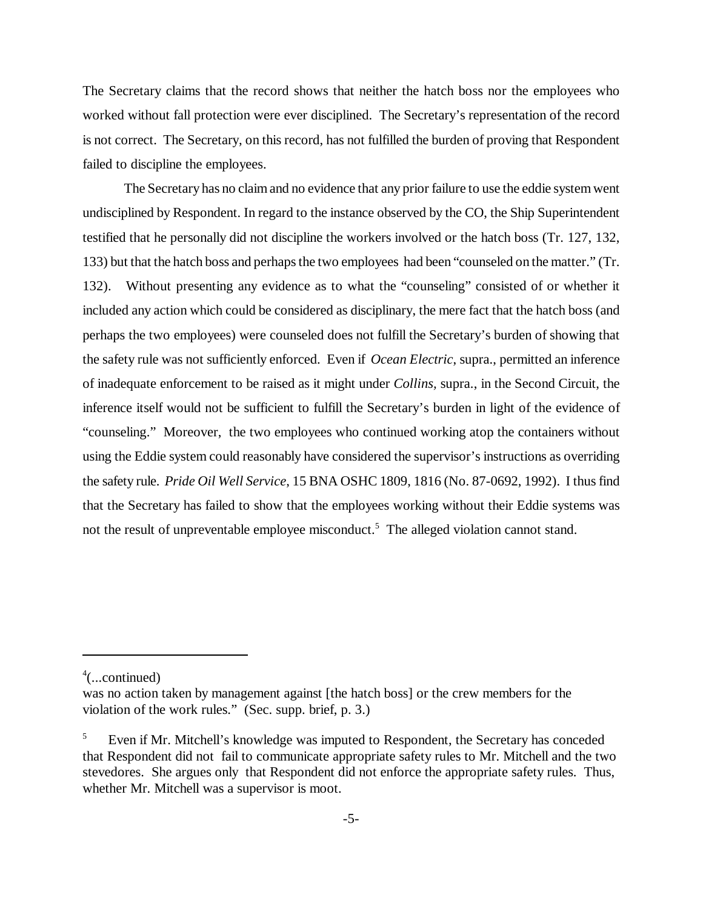The Secretary claims that the record shows that neither the hatch boss nor the employees who worked without fall protection were ever disciplined. The Secretary's representation of the record is not correct. The Secretary, on this record, has not fulfilled the burden of proving that Respondent failed to discipline the employees.

The Secretary has no claim and no evidence that any prior failure to use the eddie system went undisciplined by Respondent. In regard to the instance observed by the CO, the Ship Superintendent testified that he personally did not discipline the workers involved or the hatch boss (Tr. 127, 132, 133) but that the hatch boss and perhaps the two employees had been "counseled on the matter." (Tr. 132). Without presenting any evidence as to what the "counseling" consisted of or whether it included any action which could be considered as disciplinary, the mere fact that the hatch boss (and perhaps the two employees) were counseled does not fulfill the Secretary's burden of showing that the safety rule was not sufficiently enforced. Even if *Ocean Electric*, supra., permitted an inference of inadequate enforcement to be raised as it might under *Collins,* supra., in the Second Circuit, the inference itself would not be sufficient to fulfill the Secretary's burden in light of the evidence of "counseling." Moreover, the two employees who continued working atop the containers without using the Eddie system could reasonably have considered the supervisor's instructions as overriding the safety rule. *Pride Oil Well Service*, 15 BNA OSHC 1809, 1816 (No. 87-0692, 1992). I thus find that the Secretary has failed to show that the employees working without their Eddie systems was not the result of unpreventable employee misconduct.[5] The alleged violation cannot stand.

---

[4](...continued)
was no action taken by management against [the hatch boss] or the crew members for the violation of the work rules." (Sec. supp. brief, p. 3.)

[5] Even if Mr. Mitchell's knowledge was imputed to Respondent, the Secretary has conceded that Respondent did not fail to communicate appropriate safety rules to Mr. Mitchell and the two stevedores. She argues only that Respondent did not enforce the appropriate safety rules. Thus, whether Mr. Mitchell was a supervisor is moot.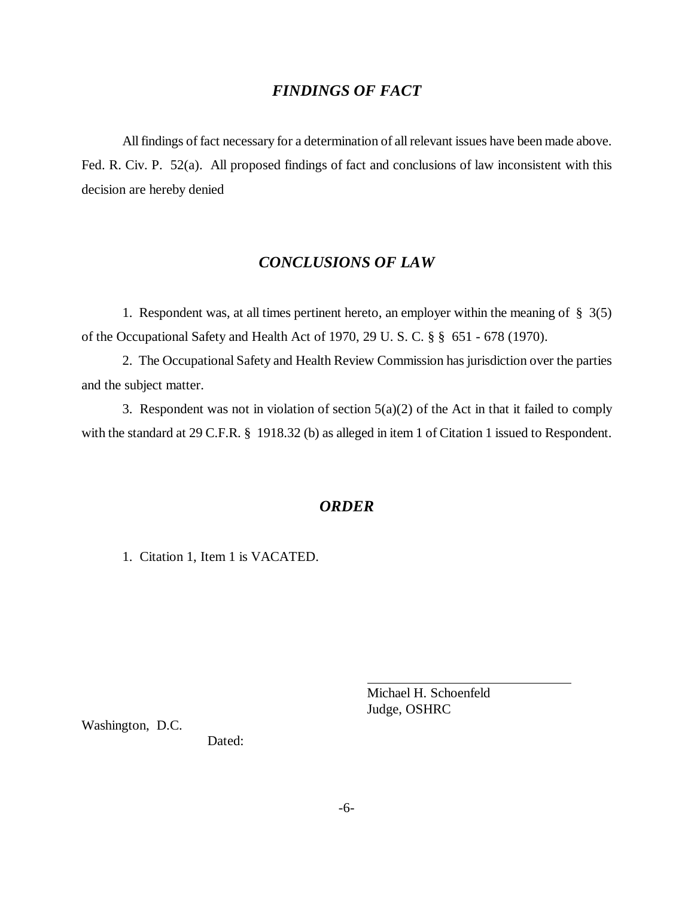## *FINDINGS OF FACT*

All findings of fact necessary for a determination of all relevant issues have been made above. Fed. R. Civ. P. 52(a). All proposed findings of fact and conclusions of law inconsistent with this decision are hereby denied

## *CONCLUSIONS OF LAW*

1. Respondent was, at all times pertinent hereto, an employer within the meaning of § 3(5) of the Occupational Safety and Health Act of 1970, 29 U. S. C. § § 651 - 678 (1970).

2. The Occupational Safety and Health Review Commission has jurisdiction over the parties and the subject matter.

3. Respondent was not in violation of section 5(a)(2) of the Act in that it failed to comply with the standard at 29 C.F.R. § 1918.32 (b) as alleged in item 1 of Citation 1 issued to Respondent.

## *ORDER*

1. Citation 1, Item 1 is VACATED.

Michael H. Schoenfeld
Judge, OSHRC

Washington, D.C.

Dated: